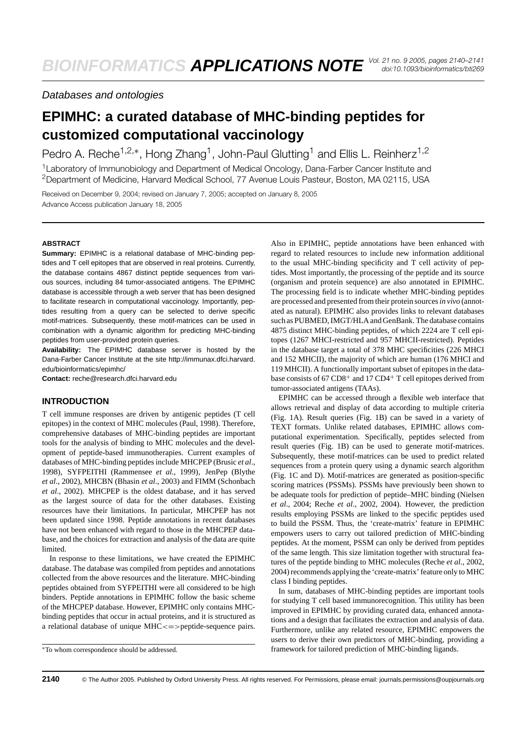Databases and ontologies

# EPIMHC: a curated database of MHC-binding peptides for customized computational vaccinology

Pedro A. Reche[1,2,*], Hong Zhang[1], John-Paul Glutting[1] and Ellis L. Reinherz[1,2]

[1]Laboratory of Immunobiology and Department of Medical Oncology, Dana-Farber Cancer Institute and [2]Department of Medicine, Harvard Medical School, 77 Avenue Louis Pasteur, Boston, MA 02115, USA

Received on December 9, 2004; revised on January 7, 2005; accepted on January 8, 2005

Advance Access publication January 18, 2005

## ABSTRACT

**Summary:** EPIMHC is a relational database of MHC-binding peptides and T cell epitopes that are observed in real proteins. Currently, the database contains 4867 distinct peptide sequences from various sources, including 84 tumor-associated antigens. The EPIMHC database is accessible through a web server that has been designed to facilitate research in computational vaccinology. Importantly, peptides resulting from a query can be selected to derive specific motif-matrices. Subsequently, these motif-matrices can be used in combination with a dynamic algorithm for predicting MHC-binding peptides from user-provided protein queries.

**Availability:** The EPIMHC database server is hosted by the Dana-Farber Cancer Institute at the site http://immunax.dfci.harvard.edu/bioinformatics/epimhc/

**Contact:** reche@research.dfci.harvard.edu

## INTRODUCTION

T cell immune responses are driven by antigenic peptides (T cell epitopes) in the context of MHC molecules (Paul, 1998). Therefore, comprehensive databases of MHC-binding peptides are important tools for the analysis of binding to MHC molecules and the development of peptide-based immunotherapies. Current examples of databases of MHC-binding peptides include MHCPEP (Brusic *et al*., 1998), SYFPEITHI (Rammensee *et al*., 1999), JenPep (Blythe *et al*., 2002), MHCBN (Bhasin *et al*., 2003) and FIMM (Schonbach *et al*., 2002). MHCPEP is the oldest database, and it has served as the largest source of data for the other databases. Existing resources have their limitations. In particular, MHCPEP has not been updated since 1998. Peptide annotations in recent databases have not been enhanced with regard to those in the MHCPEP database, and the choices for extraction and analysis of the data are quite limited.

In response to these limitations, we have created the EPIMHC database. The database was compiled from peptides and annotations collected from the above resources and the literature. MHC-binding peptides obtained from SYFPEITHI were all considered to be high binders. Peptide annotations in EPIMHC follow the basic scheme of the MHCPEP database. However, EPIMHC only contains MHC-binding peptides that occur in actual proteins, and it is structured as a relational database of unique MHC<=>peptide-sequence pairs. Also in EPIMHC, peptide annotations have been enhanced with regard to related resources to include new information additional to the usual MHC-binding specificity and T cell activity of peptides. Most importantly, the processing of the peptide and its source (organism and protein sequence) are also annotated in EPIMHC. The processing field is to indicate whether MHC-binding peptides are processed and presented from their protein sources *in vivo* (annotated as natural). EPIMHC also provides links to relevant databases such as PUBMED, IMGT/HLA and GenBank. The database contains 4875 distinct MHC-binding peptides, of which 2224 are T cell epitopes (1267 MHCI-restricted and 957 MHCII-restricted). Peptides in the database target a total of 378 MHC specificities (226 MHCI and 152 MHCII), the majority of which are human (176 MHCI and 119 MHCII). A functionally important subset of epitopes in the database consists of 67 $CD8^+$ and 17 $CD4^+$ T cell epitopes derived from tumor-associated antigens (TAAs).

EPIMHC can be accessed through a flexible web interface that allows retrieval and display of data according to multiple criteria (Fig. 1A). Result queries (Fig. 1B) can be saved in a variety of TEXT formats. Unlike related databases, EPIMHC allows computational experimentation. Specifically, peptides selected from result queries (Fig. 1B) can be used to generate motif-matrices. Subsequently, these motif-matrices can be used to predict related sequences from a protein query using a dynamic search algorithm (Fig. 1C and D). Motif-matrices are generated as position-specific scoring matrices (PSSMs). PSSMs have previously been shown to be adequate tools for prediction of peptide–MHC binding (Nielsen *et al*., 2004; Reche *et al*., 2002, 2004). However, the prediction results employing PSSMs are linked to the specific peptides used to build the PSSM. Thus, the 'create-matrix' feature in EPIMHC empowers users to carry out tailored prediction of MHC-binding peptides. At the moment, PSSM can only be derived from peptides of the same length. This size limitation together with structural features of the peptide binding to MHC molecules (Reche *et al*., 2002, 2004) recommends applying the 'create-matrix' feature only to MHC class I binding peptides.

In sum, databases of MHC-binding peptides are important tools for studying T cell based immunorecognition. This utility has been improved in EPIMHC by providing curated data, enhanced annotations and a design that facilitates the extraction and analysis of data. Furthermore, unlike any related resource, EPIMHC empowers the users to derive their own predictors of MHC-binding, providing a framework for tailored prediction of MHC-binding ligands.

*To whom correspondence should be addressed.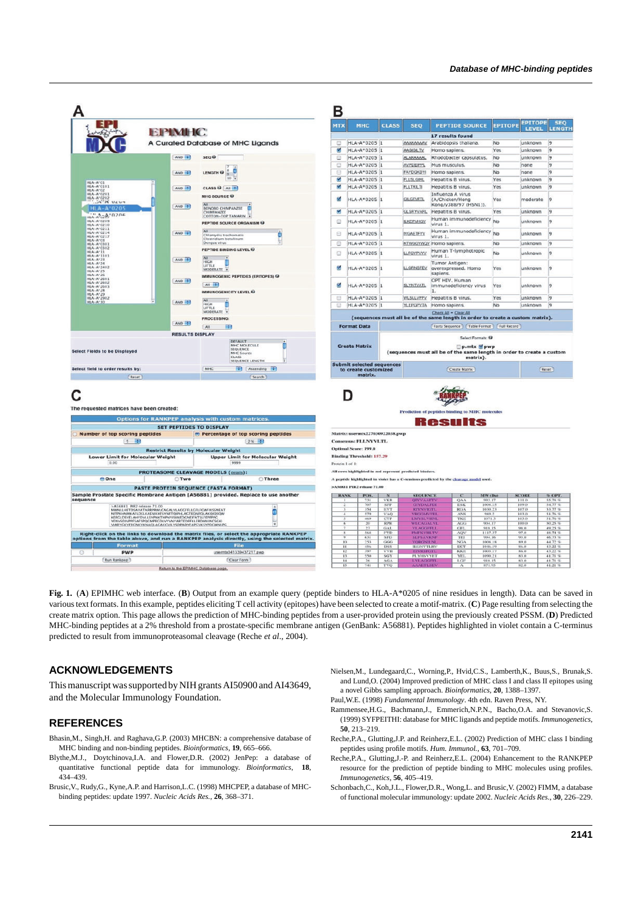**Fig. 1.** (**A**) EPIMHC web interface. (**B**) Output from an example query (peptide binders to HLA-A*0205 of nine residues in length). Data can be saved in various text formats. In this example, peptides eliciting T cell activity (epitopes) have been selected to create a motif-matrix. (**C**) Page resulting from selecting the create matrix option. This page allows the prediction of MHC-binding peptides from a user-provided protein using the previously created PSSM. (**D**) Predicted MHC-binding peptides at a 2% threshold from a prostate-specific membrane antigen (GenBank: A56881). Peptides highlighted in violet contain a C-terminus predicted to result from immunoproteasomal cleavage (Reche *et al*., 2004).

## ACKNOWLEDGEMENTS

This manuscript was supported by NIH grants AI50900 and AI43649, and the Molecular Immunology Foundation.

## REFERENCES

Bhasin,M., Singh,H. and Raghava,G.P. (2003) MHCBN: a comprehensive database of MHC binding and non-binding peptides. *Bioinformatics*, **19**, 665–666.

Blythe,M.J., Doytchinova,I.A. and Flower,D.R. (2002) JenPep: a database of quantitative functional peptide data for immunology. *Bioinformatics*, **18**, 434–439.

Brusic,V., Rudy,G., Kyne,A.P. and Harrison,L.C. (1998) MHCPEP, a database of MHC-binding peptides: update 1997. *Nucleic Acids Res.*, **26**, 368–371.

Nielsen,M., Lundegaard,C., Worning,P., Hvid,C.S., Lamberth,K., Buus,S., Brunak,S. and Lund,O. (2004) Improved prediction of MHC class I and class II epitopes using a novel Gibbs sampling approach. *Bioinformatics*, **20**, 1388–1397.

Paul,W.E. (1998) *Fundamental Immunology*. 4th edn. Raven Press, NY.

Rammensee,H.G., Bachmann,J., Emmerich,N.P.N., Bacho,O.A. and Stevanovic,S. (1999) SYFPEITHI: database for MHC ligands and peptide motifs. *Immunogenetics*, **50**, 213–219.

Reche,P.A., Glutting,J.P. and Reinherz,E.L. (2002) Prediction of MHC class I binding peptides using profile motifs. *Hum. Immunol.*, **63**, 701–709.

Reche,P.A., Glutting,J.-P. and Reinherz,E.L. (2004) Enhancement to the RANKPEP resource for the prediction of peptide binding to MHC molecules using profiles. *Immunogenetics*, **56**, 405–419.

Schonbach,C., Koh,J.L., Flower,D.R., Wong,L. and Brusic,V. (2002) FIMM, a database of functional molecular immunology: update 2002. *Nucleic Acids Res.*, **30**, 226–229.